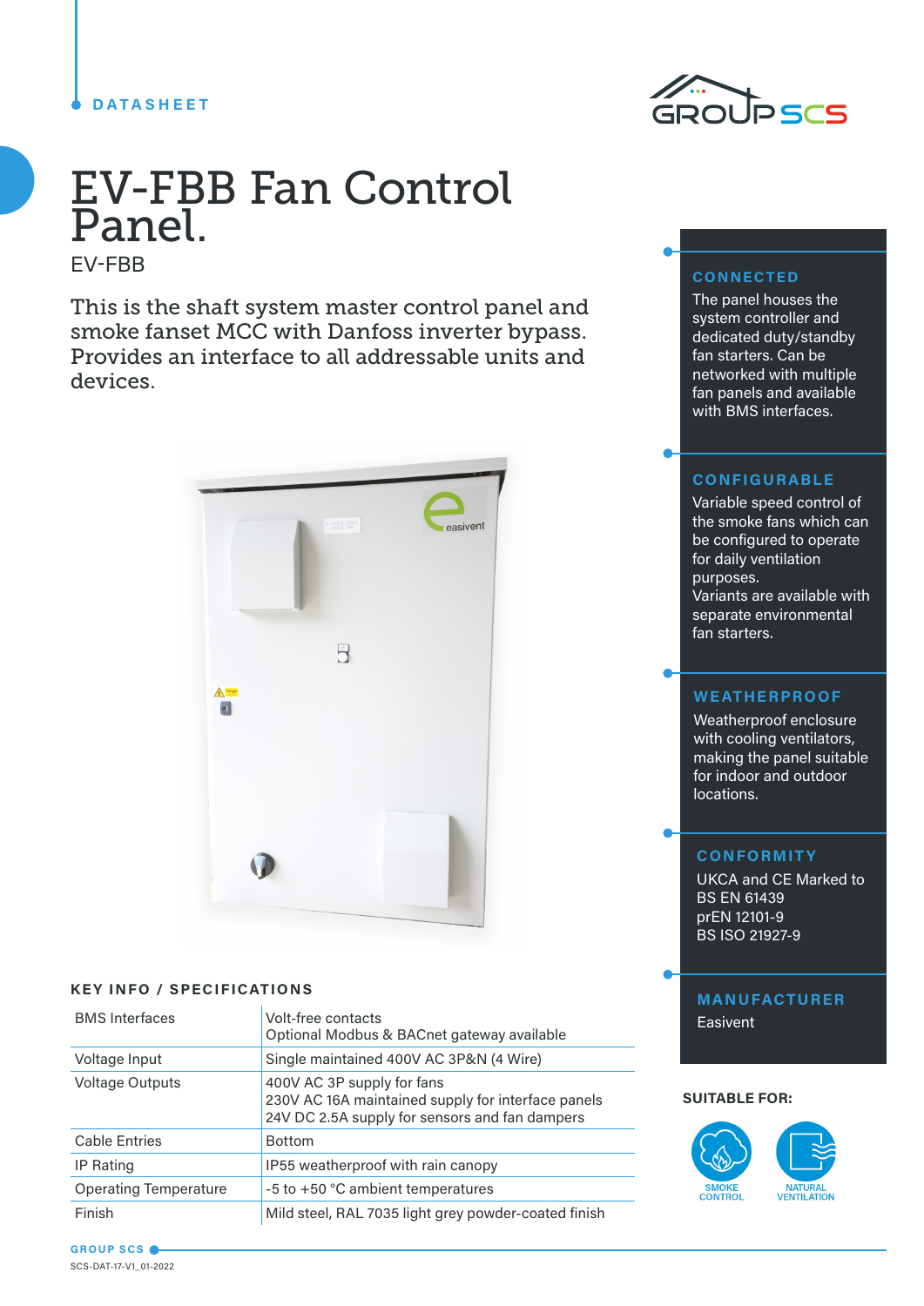DATASHEET

# EV-FBB Fan Control Panel.

EV-FBB

This is the shaft system master control panel and smoke fanset MCC with Danfoss inverter bypass. Provides an interface to all addressable units and devices.

## CONNECTED

The panel houses the system controller and dedicated duty/standby fan starters. Can be networked with multiple fan panels and available with BMS interfaces.

## CONFIGURABLE

Variable speed control of the smoke fans which can be configured to operate for daily ventilation purposes.
Variants are available with separate environmental fan starters.

## WEATHERPROOF

Weatherproof enclosure with cooling ventilators, making the panel suitable for indoor and outdoor locations.

## CONFORMITY

UKCA and CE Marked to
BS EN 61439
prEN 12101-9
BS ISO 21927-9

## MANUFACTURER

Easivent

## KEY INFO / SPECIFICATIONS

| | |
|---|---|
| BMS Interfaces | Volt-free contacts<br>Optional Modbus & BACnet gateway available |
| Voltage Input | Single maintained 400V AC 3P&N (4 Wire) |
| Voltage Outputs | 400V AC 3P supply for fans<br>230V AC 16A maintained supply for interface panels<br>24V DC 2.5A supply for sensors and fan dampers |
| Cable Entries | Bottom |
| IP Rating | IP55 weatherproof with rain canopy |
| Operating Temperature | -5 to +50 °C ambient temperatures |
| Finish | Mild steel, RAL 7035 light grey powder-coated finish |

**SUITABLE FOR:**

SMOKE CONTROL
NATURAL VENTILATION

SCS-DAT-17-V1_01-2022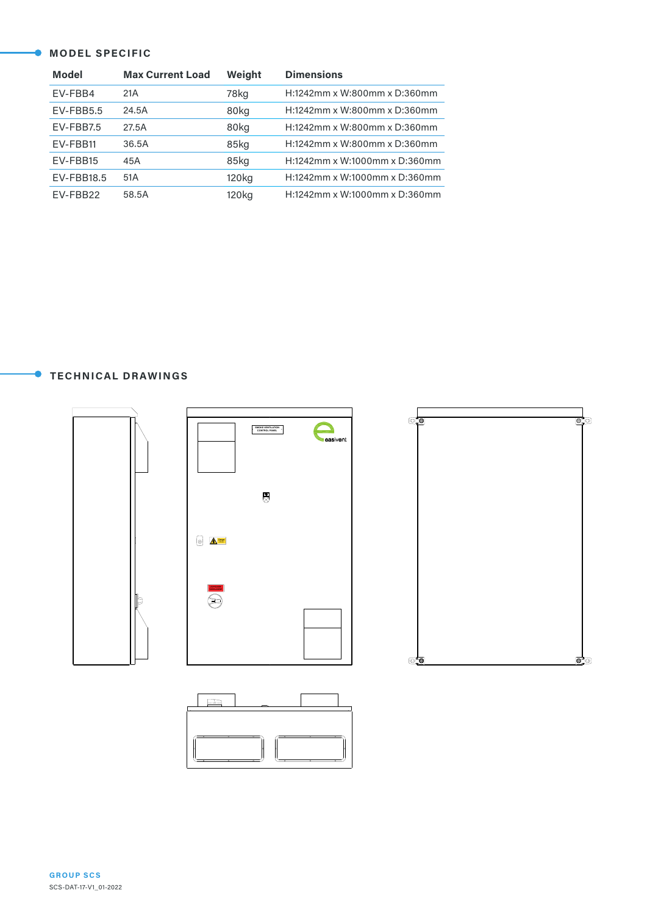## MODEL SPECIFIC

| Model | Max Current Load | Weight | Dimensions |
|---|---|---|---|
| EV-FBB4 | 21A | 78kg | H:1242mm x W:800mm x D:360mm |
| EV-FBB5.5 | 24.5A | 80kg | H:1242mm x W:800mm x D:360mm |
| EV-FBB7.5 | 27.5A | 80kg | H:1242mm x W:800mm x D:360mm |
| EV-FBB11 | 36.5A | 85kg | H:1242mm x W:800mm x D:360mm |
| EV-FBB15 | 45A | 85kg | H:1242mm x W:1000mm x D:360mm |
| EV-FBB18.5 | 51A | 120kg | H:1242mm x W:1000mm x D:360mm |
| EV-FBB22 | 58.5A | 120kg | H:1242mm x W:1000mm x D:360mm |

## TECHNICAL DRAWINGS

GROUP SCS

SCS-DAT-17-V1_01-2022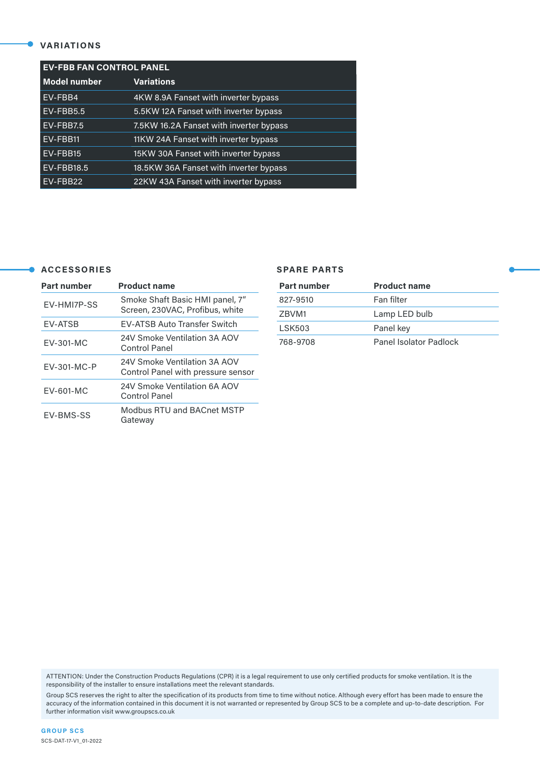## VARIATIONS

| EV-FBB FAN CONTROL PANEL | |
|---|---|
| **Model number** | **Variations** |
| EV-FBB4 | 4KW 8.9A Fanset with inverter bypass |
| EV-FBB5.5 | 5.5KW 12A Fanset with inverter bypass |
| EV-FBB7.5 | 7.5KW 16.2A Fanset with inverter bypass |
| EV-FBB11 | 11KW 24A Fanset with inverter bypass |
| EV-FBB15 | 15KW 30A Fanset with inverter bypass |
| EV-FBB18.5 | 18.5KW 36A Fanset with inverter bypass |
| EV-FBB22 | 22KW 43A Fanset with inverter bypass |

## ACCESSORIES

| Part number | Product name |
|---|---|
| EV-HMI7P-SS | Smoke Shaft Basic HMI panel, 7" Screen, 230VAC, Profibus, white |
| EV-ATSB | EV-ATSB Auto Transfer Switch |
| EV-301-MC | 24V Smoke Ventilation 3A AOV Control Panel |
| EV-301-MC-P | 24V Smoke Ventilation 3A AOV Control Panel with pressure sensor |
| EV-601-MC | 24V Smoke Ventilation 6A AOV Control Panel |
| EV-BMS-SS | Modbus RTU and BACnet MSTP Gateway |

## SPARE PARTS

| Part number | Product name |
|---|---|
| 827-9510 | Fan filter |
| ZBVM1 | Lamp LED bulb |
| LSK503 | Panel key |
| 768-9708 | Panel Isolator Padlock |

ATTENTION: Under the Construction Products Regulations (CPR) it is a legal requirement to use only certified products for smoke ventilation. It is the responsibility of the installer to ensure installations meet the relevant standards.

Group SCS reserves the right to alter the specification of its products from time to time without notice. Although every effort has been made to ensure the accuracy of the information contained in this document it is not warranted or represented by Group SCS to be a complete and up-to-date description. For further information visit www.groupscs.co.uk

GROUP SCS

SCS-DAT-17-V1_01-2022